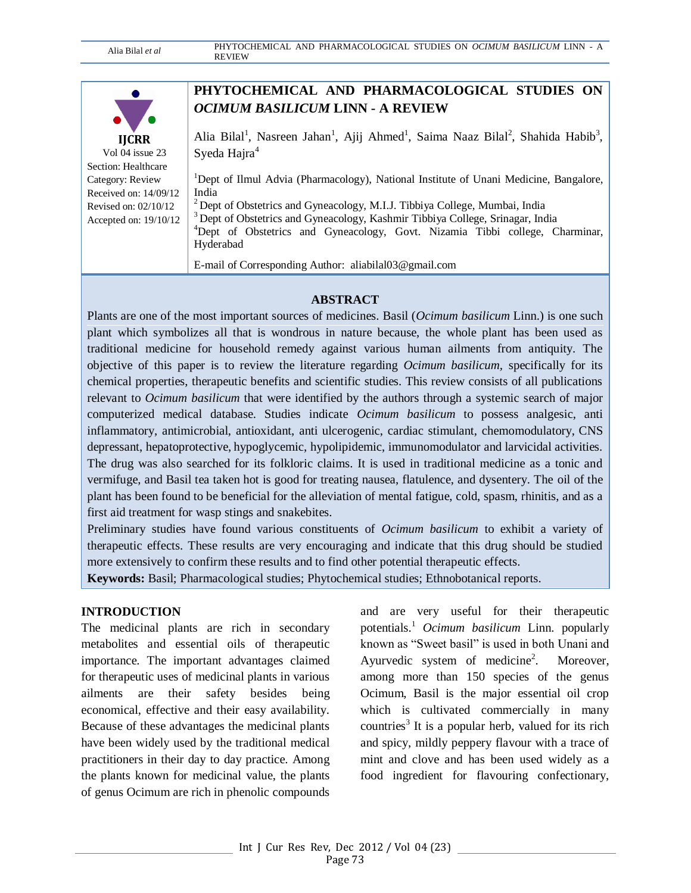IJCRR
Vol 04 issue 23
Section: Healthcare
Category: Review
Received on: 14/09/12
Revised on: 02/10/12
Accepted on: 19/10/12

# PHYTOCHEMICAL AND PHARMACOLOGICAL STUDIES ON *OCIMUM BASILICUM* LINN - A REVIEW

Alia Bilal[1], Nasreen Jahan[1], Ajij Ahmed[1], Saima Naaz Bilal[2], Shahida Habib[3], Syeda Hajra[4]

[1]Dept of Ilmul Advia (Pharmacology), National Institute of Unani Medicine, Bangalore, India
[2] Dept of Obstetrics and Gyneacology, M.I.J. Tibbiya College, Mumbai, India
[3] Dept of Obstetrics and Gyneacology, Kashmir Tibbiya College, Srinagar, India
[4]Dept of Obstetrics and Gyneacology, Govt. Nizamia Tibbi college, Charminar, Hyderabad

E-mail of Corresponding Author: aliabilal03@gmail.com

## ABSTRACT

Plants are one of the most important sources of medicines. Basil (*Ocimum basilicum* Linn.) is one such plant which symbolizes all that is wondrous in nature because, the whole plant has been used as traditional medicine for household remedy against various human ailments from antiquity. The objective of this paper is to review the literature regarding *Ocimum basilicum*, specifically for its chemical properties, therapeutic benefits and scientific studies. This review consists of all publications relevant to *Ocimum basilicum* that were identified by the authors through a systemic search of major computerized medical database. Studies indicate *Ocimum basilicum* to possess analgesic, anti inflammatory, antimicrobial, antioxidant, anti ulcerogenic, cardiac stimulant, chemomodulatory, CNS depressant, hepatoprotective, hypoglycemic, hypolipidemic, immunomodulator and larvicidal activities. The drug was also searched for its folkloric claims. It is used in traditional medicine as a tonic and vermifuge, and Basil tea taken hot is good for treating nausea, flatulence, and dysentery. The oil of the plant has been found to be beneficial for the alleviation of mental fatigue, cold, spasm, rhinitis, and as a first aid treatment for wasp stings and snakebites.

Preliminary studies have found various constituents of *Ocimum basilicum* to exhibit a variety of therapeutic effects. These results are very encouraging and indicate that this drug should be studied more extensively to confirm these results and to find other potential therapeutic effects.

**Keywords:** Basil; Pharmacological studies; Phytochemical studies; Ethnobotanical reports.

## INTRODUCTION

The medicinal plants are rich in secondary metabolites and essential oils of therapeutic importance. The important advantages claimed for therapeutic uses of medicinal plants in various ailments are their safety besides being economical, effective and their easy availability. Because of these advantages the medicinal plants have been widely used by the traditional medical practitioners in their day to day practice. Among the plants known for medicinal value, the plants of genus Ocimum are rich in phenolic compounds and are very useful for their therapeutic potentials.[1] *Ocimum basilicum* Linn. popularly known as "Sweet basil" is used in both Unani and Ayurvedic system of medicine[2]. Moreover, among more than 150 species of the genus Ocimum, Basil is the major essential oil crop which is cultivated commercially in many countries[3] It is a popular herb, valued for its rich and spicy, mildly peppery flavour with a trace of mint and clove and has been used widely as a food ingredient for flavouring confectionary,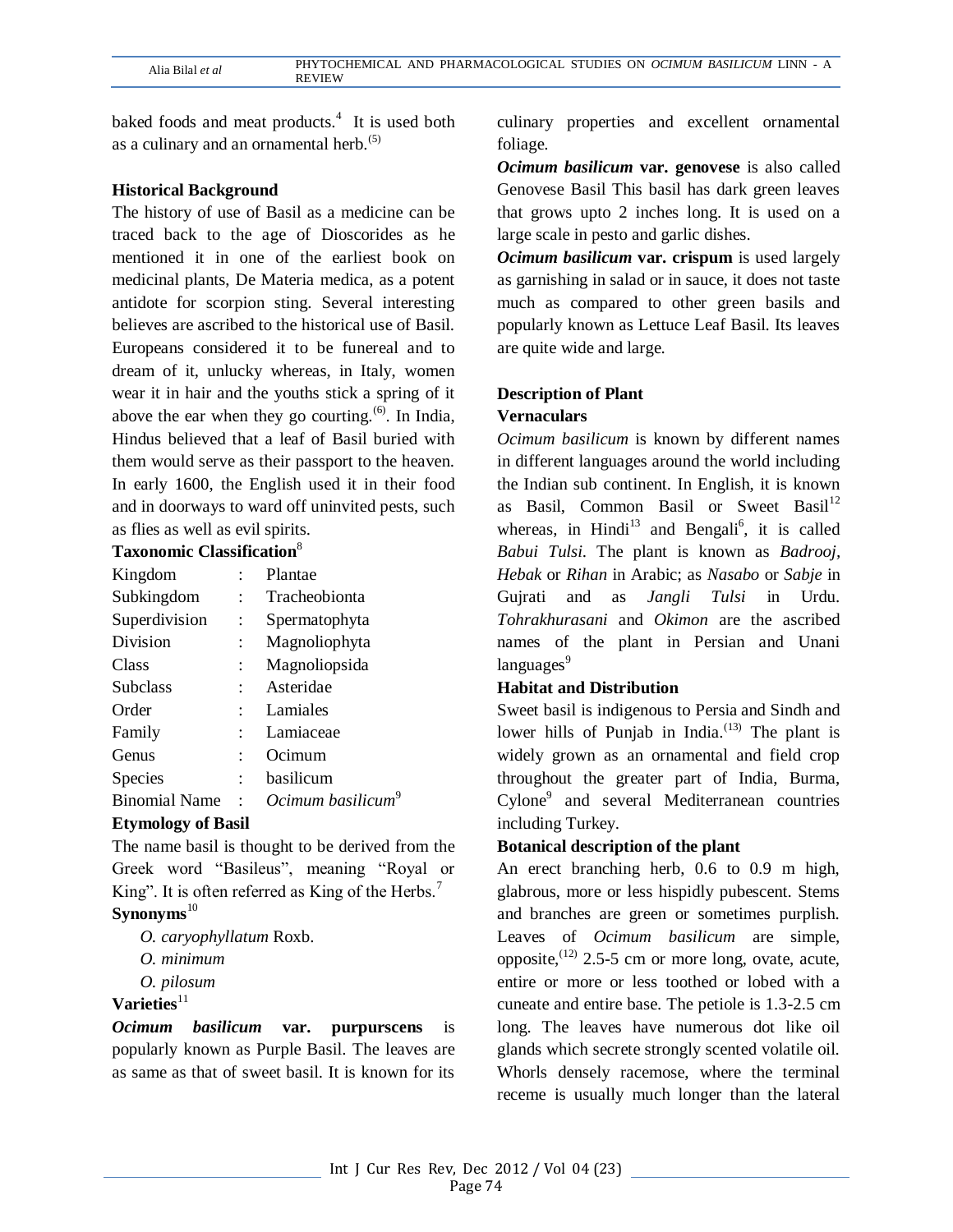baked foods and meat products.[4] It is used both as a culinary and an ornamental herb.[(5)]

## Historical Background

The history of use of Basil as a medicine can be traced back to the age of Dioscorides as he mentioned it in one of the earliest book on medicinal plants, De Materia medica, as a potent antidote for scorpion sting. Several interesting believes are ascribed to the historical use of Basil. Europeans considered it to be funereal and to dream of it, unlucky whereas, in Italy, women wear it in hair and the youths stick a spring of it above the ear when they go courting.[(6)]. In India, Hindus believed that a leaf of Basil buried with them would serve as their passport to the heaven. In early 1600, the English used it in their food and in doorways to ward off uninvited pests, such as flies as well as evil spirits.

## Taxonomic Classification[8]

| | | |
|---|---|---|
| Kingdom | : | Plantae |
| Subkingdom | : | Tracheobionta |
| Superdivision | : | Spermatophyta |
| Division | : | Magnoliophyta |
| Class | : | Magnoliopsida |
| Subclass | : | Asteridae |
| Order | : | Lamiales |
| Family | : | Lamiaceae |
| Genus | : | Ocimum |
| Species | : | basilicum |
| Binomial Name | : | *Ocimum basilicum*[9] |

## Etymology of Basil

The name basil is thought to be derived from the Greek word "Basileus", meaning "Royal or King". It is often referred as King of the Herbs.[7]

## Synonyms[10]

- *O. caryophyllatum* Roxb.
- *O. minimum*
- *O. pilosum*

## Varieties[11]

***Ocimum basilicum* var. purpurscens** is popularly known as Purple Basil. The leaves are as same as that of sweet basil. It is known for its culinary properties and excellent ornamental foliage.

***Ocimum basilicum* var. genovese** is also called Genovese Basil This basil has dark green leaves that grows upto 2 inches long. It is used on a large scale in pesto and garlic dishes.

***Ocimum basilicum* var. crispum** is used largely as garnishing in salad or in sauce, it does not taste much as compared to other green basils and popularly known as Lettuce Leaf Basil. Its leaves are quite wide and large.

## Description of Plant

### Vernaculars

*Ocimum basilicum* is known by different names in different languages around the world including the Indian sub continent. In English, it is known as Basil, Common Basil or Sweet Basil[12] whereas, in Hindi[13] and Bengali[6], it is called *Babui Tulsi*. The plant is known as *Badrooj*, *Hebak* or *Rihan* in Arabic; as *Nasabo* or *Sabje* in Gujrati and as *Jangli Tulsi* in Urdu. *Tohrakhurasani* and *Okimon* are the ascribed names of the plant in Persian and Unani languages[9]

### Habitat and Distribution

Sweet basil is indigenous to Persia and Sindh and lower hills of Punjab in India.[(13)] The plant is widely grown as an ornamental and field crop throughout the greater part of India, Burma, Cylone[9] and several Mediterranean countries including Turkey.

### Botanical description of the plant

An erect branching herb, 0.6 to 0.9 m high, glabrous, more or less hispidly pubescent. Stems and branches are green or sometimes purplish. Leaves of *Ocimum basilicum* are simple, opposite,[(12)] 2.5-5 cm or more long, ovate, acute, entire or more or less toothed or lobed with a cuneate and entire base. The petiole is 1.3-2.5 cm long. The leaves have numerous dot like oil glands which secrete strongly scented volatile oil. Whorls densely racemose, where the terminal receme is usually much longer than the lateral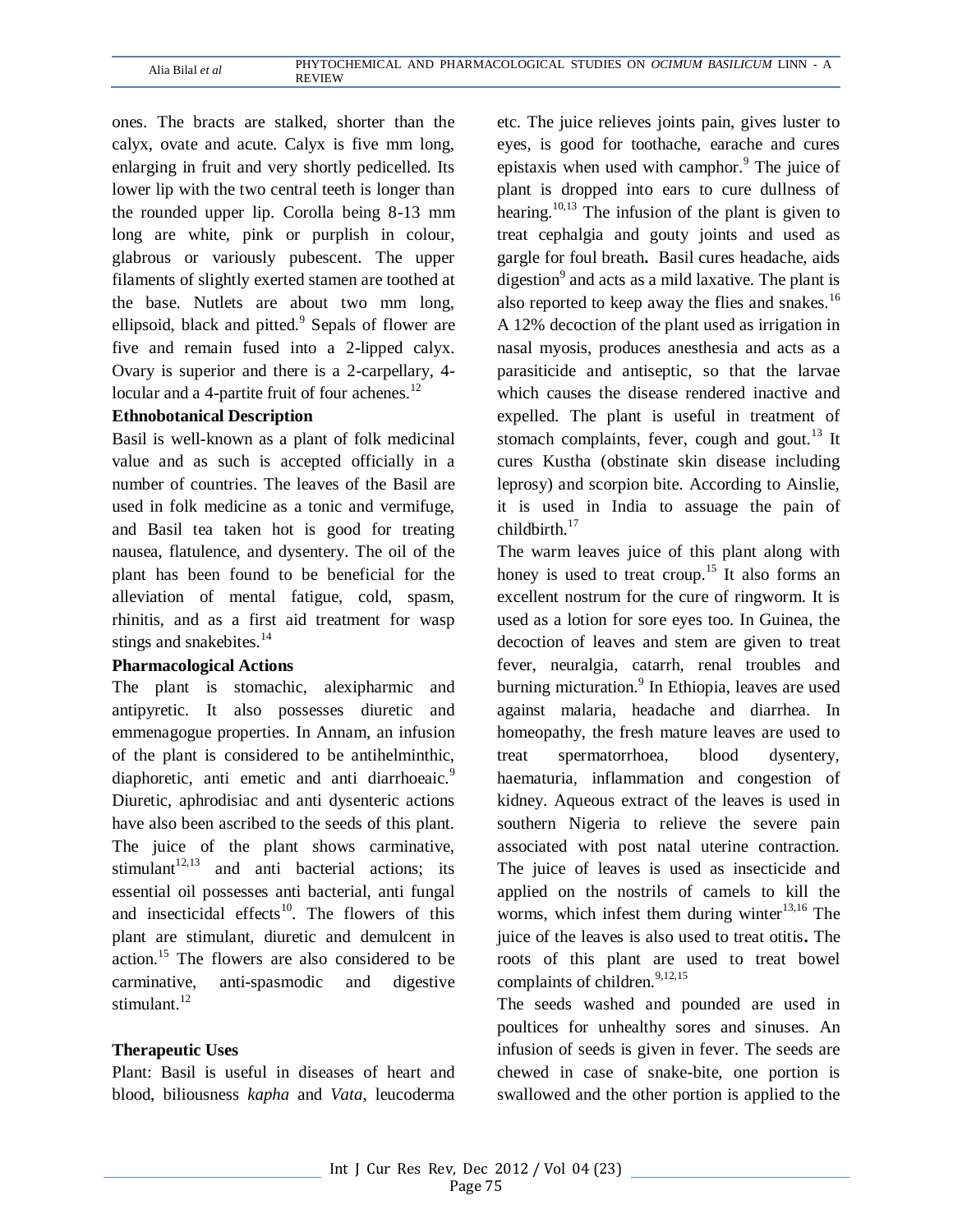ones. The bracts are stalked, shorter than the calyx, ovate and acute. Calyx is five mm long, enlarging in fruit and very shortly pedicelled. Its lower lip with the two central teeth is longer than the rounded upper lip. Corolla being 8-13 mm long are white, pink or purplish in colour, glabrous or variously pubescent. The upper filaments of slightly exerted stamen are toothed at the base. Nutlets are about two mm long, ellipsoid, black and pitted.[9] Sepals of flower are five and remain fused into a 2-lipped calyx. Ovary is superior and there is a 2-carpellary, 4-locular and a 4-partite fruit of four achenes.[12]

### Ethnobotanical Description

Basil is well-known as a plant of folk medicinal value and as such is accepted officially in a number of countries. The leaves of the Basil are used in folk medicine as a tonic and vermifuge, and Basil tea taken hot is good for treating nausea, flatulence, and dysentery. The oil of the plant has been found to be beneficial for the alleviation of mental fatigue, cold, spasm, rhinitis, and as a first aid treatment for wasp stings and snakebites.[14]

### Pharmacological Actions

The plant is stomachic, alexipharmic and antipyretic. It also possesses diuretic and emmenagogue properties. In Annam, an infusion of the plant is considered to be antihelminthic, diaphoretic, anti emetic and anti diarrhoeaic.[9] Diuretic, aphrodisiac and anti dysenteric actions have also been ascribed to the seeds of this plant. The juice of the plant shows carminative, stimulant[12,13] and anti bacterial actions; its essential oil possesses anti bacterial, anti fungal and insecticidal effects[10]. The flowers of this plant are stimulant, diuretic and demulcent in action.[15] The flowers are also considered to be carminative, anti-spasmodic and digestive stimulant.[12]

### Therapeutic Uses

Plant: Basil is useful in diseases of heart and blood, biliousness *kapha* and *Vata*, leucoderma etc. The juice relieves joints pain, gives luster to eyes, is good for toothache, earache and cures epistaxis when used with camphor.[9] The juice of plant is dropped into ears to cure dullness of hearing.[10,13] The infusion of the plant is given to treat cephalgia and gouty joints and used as gargle for foul breath**.** Basil cures headache, aids digestion[9] and acts as a mild laxative. The plant is also reported to keep away the flies and snakes.[16] A 12% decoction of the plant used as irrigation in nasal myosis, produces anesthesia and acts as a parasiticide and antiseptic, so that the larvae which causes the disease rendered inactive and expelled. The plant is useful in treatment of stomach complaints, fever, cough and gout.[13] It cures Kustha (obstinate skin disease including leprosy) and scorpion bite. According to Ainslie, it is used in India to assuage the pain of childbirth.[17]

The warm leaves juice of this plant along with honey is used to treat croup.[15] It also forms an excellent nostrum for the cure of ringworm. It is used as a lotion for sore eyes too. In Guinea, the decoction of leaves and stem are given to treat fever, neuralgia, catarrh, renal troubles and burning micturation.[9] In Ethiopia, leaves are used against malaria, headache and diarrhea. In homeopathy, the fresh mature leaves are used to treat spermatorrhoea, blood dysentery, haematuria, inflammation and congestion of kidney. Aqueous extract of the leaves is used in southern Nigeria to relieve the severe pain associated with post natal uterine contraction. The juice of leaves is used as insecticide and applied on the nostrils of camels to kill the worms, which infest them during winter[13,16] The juice of the leaves is also used to treat otitis**.** The roots of this plant are used to treat bowel complaints of children.[9,12,15]

The seeds washed and pounded are used in poultices for unhealthy sores and sinuses. An infusion of seeds is given in fever. The seeds are chewed in case of snake-bite, one portion is swallowed and the other portion is applied to the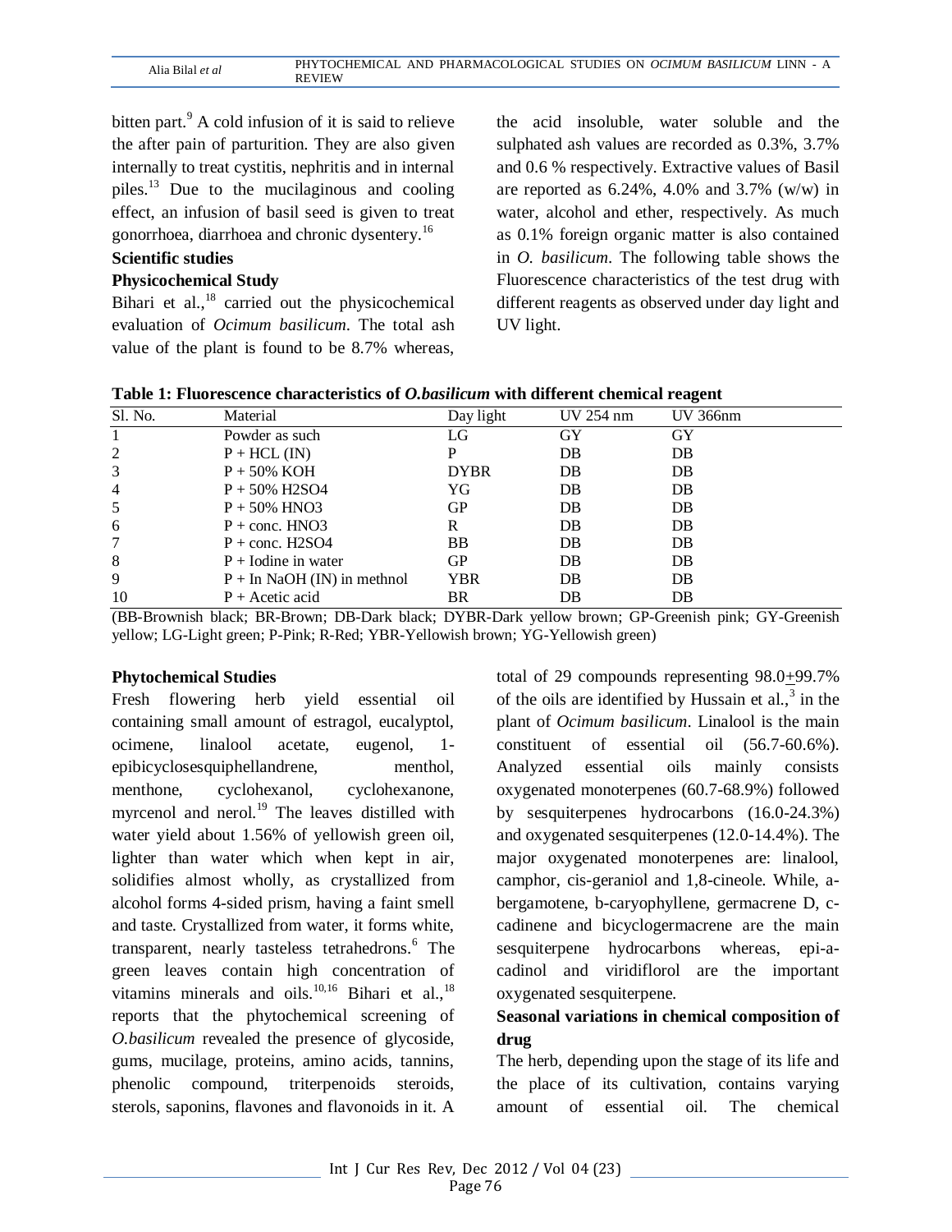bitten part.[9] A cold infusion of it is said to relieve the after pain of parturition. They are also given internally to treat cystitis, nephritis and in internal piles.[13] Due to the mucilaginous and cooling effect, an infusion of basil seed is given to treat gonorrhoea, diarrhoea and chronic dysentery.[16]

## Scientific studies

### Physicochemical Study

Bihari et al.,[18] carried out the physicochemical evaluation of *Ocimum basilicum*. The total ash value of the plant is found to be 8.7% whereas, the acid insoluble, water soluble and the sulphated ash values are recorded as 0.3%, 3.7% and 0.6 % respectively. Extractive values of Basil are reported as 6.24%, 4.0% and 3.7% (w/w) in water, alcohol and ether, respectively. As much as 0.1% foreign organic matter is also contained in *O. basilicum*. The following table shows the Fluorescence characteristics of the test drug with different reagents as observed under day light and UV light.

**Table 1: Fluorescence characteristics of *O.basilicum* with different chemical reagent**

| Sl. No. | Material | Day light | UV 254 nm | UV 366nm |
|---|---|---|---|---|
| 1 | Powder as such | LG | GY | GY |
| 2 | P + HCL (IN) | P | DB | DB |
| 3 | P + 50% KOH | DYBR | DB | DB |
| 4 | P + 50% H2SO4 | YG | DB | DB |
| 5 | P + 50% HNO3 | GP | DB | DB |
| 6 | P + conc. HNO3 | R | DB | DB |
| 7 | P + conc. H2SO4 | BB | DB | DB |
| 8 | P + Iodine in water | GP | DB | DB |
| 9 | P + In NaOH (IN) in methnol | YBR | DB | DB |
| 10 | P + Acetic acid | BR | DB | DB |

(BB-Brownish black; BR-Brown; DB-Dark black; DYBR-Dark yellow brown; GP-Greenish pink; GY-Greenish yellow; LG-Light green; P-Pink; R-Red; YBR-Yellowish brown; YG-Yellowish green)

### Phytochemical Studies

Fresh flowering herb yield essential oil containing small amount of estragol, eucalyptol, ocimene, linalool acetate, eugenol, 1-epibicyclosesquiphellandrene, menthol, menthone, cyclohexanol, cyclohexanone, myrcenol and nerol.[19] The leaves distilled with water yield about 1.56% of yellowish green oil, lighter than water which when kept in air, solidifies almost wholly, as crystallized from alcohol forms 4-sided prism, having a faint smell and taste. Crystallized from water, it forms white, transparent, nearly tasteless tetrahedrons.[6] The green leaves contain high concentration of vitamins minerals and oils.[10,16] Bihari et al.,[18] reports that the phytochemical screening of *O.basilicum* revealed the presence of glycoside, gums, mucilage, proteins, amino acids, tannins, phenolic compound, triterpenoids steroids, sterols, saponins, flavones and flavonoids in it. A total of 29 compounds representing 98.0±99.7% of the oils are identified by Hussain et al.,[3] in the plant of *Ocimum basilicum*. Linalool is the main constituent of essential oil (56.7-60.6%). Analyzed essential oils mainly consists oxygenated monoterpenes (60.7-68.9%) followed by sesquiterpenes hydrocarbons (16.0-24.3%) and oxygenated sesquiterpenes (12.0-14.4%). The major oxygenated monoterpenes are: linalool, camphor, cis-geraniol and 1,8-cineole. While, a-bergamotene, b-caryophyllene, germacrene D, c-cadinene and bicyclogermacrene are the main sesquiterpene hydrocarbons whereas, epi-a-cadinol and viridiflorol are the important oxygenated sesquiterpene.

### Seasonal variations in chemical composition of drug

The herb, depending upon the stage of its life and the place of its cultivation, contains varying amount of essential oil. The chemical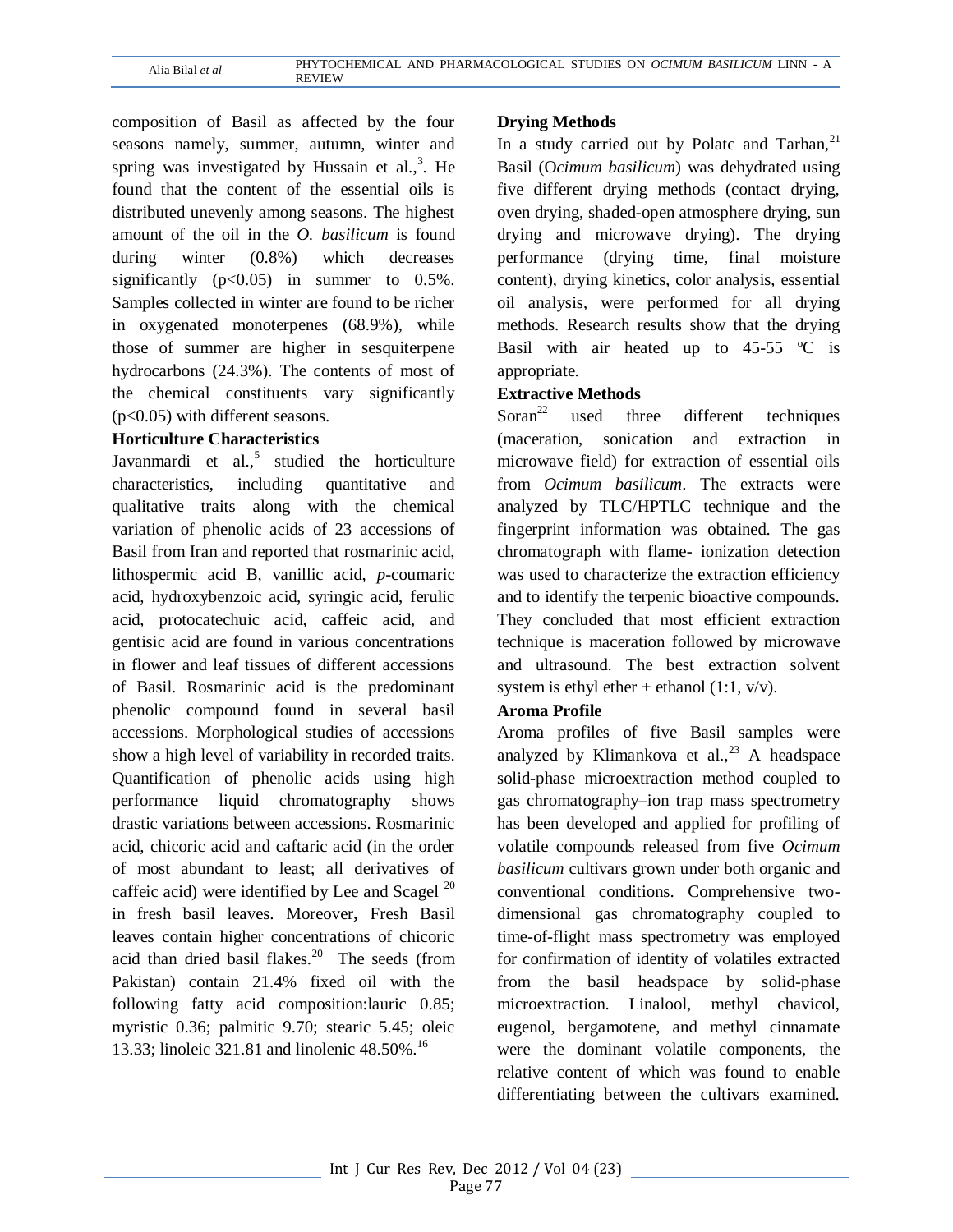composition of Basil as affected by the four seasons namely, summer, autumn, winter and spring was investigated by Hussain et al.,[3]. He found that the content of the essential oils is distributed unevenly among seasons. The highest amount of the oil in the *O. basilicum* is found during winter (0.8%) which decreases significantly ($p<0.05$) in summer to 0.5%. Samples collected in winter are found to be richer in oxygenated monoterpenes (68.9%), while those of summer are higher in sesquiterpene hydrocarbons (24.3%). The contents of most of the chemical constituents vary significantly ($p<0.05$) with different seasons.

### Horticulture Characteristics

Javanmardi et al.,[5] studied the horticulture characteristics, including quantitative and qualitative traits along with the chemical variation of phenolic acids of 23 accessions of Basil from Iran and reported that rosmarinic acid, lithospermic acid B, vanillic acid, *p*-coumaric acid, hydroxybenzoic acid, syringic acid, ferulic acid, protocatechuic acid, caffeic acid, and gentisic acid are found in various concentrations in flower and leaf tissues of different accessions of Basil. Rosmarinic acid is the predominant phenolic compound found in several basil accessions. Morphological studies of accessions show a high level of variability in recorded traits. Quantification of phenolic acids using high performance liquid chromatography shows drastic variations between accessions. Rosmarinic acid, chicoric acid and caftaric acid (in the order of most abundant to least; all derivatives of caffeic acid) were identified by Lee and Scagel [20] in fresh basil leaves. Moreover**,** Fresh Basil leaves contain higher concentrations of chicoric acid than dried basil flakes.[20] The seeds (from Pakistan) contain 21.4% fixed oil with the following fatty acid composition:lauric 0.85; myristic 0.36; palmitic 9.70; stearic 5.45; oleic 13.33; linoleic 321.81 and linolenic 48.50%.[16]

### Drying Methods

In a study carried out by Polatc and Tarhan,[21] Basil (O*cimum basilicum*) was dehydrated using five different drying methods (contact drying, oven drying, shaded-open atmosphere drying, sun drying and microwave drying). The drying performance (drying time, final moisture content), drying kinetics, color analysis, essential oil analysis, were performed for all drying methods. Research results show that the drying Basil with air heated up to 45-55 ºC is appropriate.

### Extractive Methods

Soran[22] used three different techniques (maceration, sonication and extraction in microwave field) for extraction of essential oils from *Ocimum basilicum*. The extracts were analyzed by TLC/HPTLC technique and the fingerprint information was obtained. The gas chromatograph with flame- ionization detection was used to characterize the extraction efficiency and to identify the terpenic bioactive compounds. They concluded that most efficient extraction technique is maceration followed by microwave and ultrasound. The best extraction solvent system is ethyl ether + ethanol (1:1, v/v).

### Aroma Profile

Aroma profiles of five Basil samples were analyzed by Klimankova et al.,[23] A headspace solid-phase microextraction method coupled to gas chromatography–ion trap mass spectrometry has been developed and applied for profiling of volatile compounds released from five *Ocimum basilicum* cultivars grown under both organic and conventional conditions. Comprehensive two-dimensional gas chromatography coupled to time-of-flight mass spectrometry was employed for confirmation of identity of volatiles extracted from the basil headspace by solid-phase microextraction. Linalool, methyl chavicol, eugenol, bergamotene, and methyl cinnamate were the dominant volatile components, the relative content of which was found to enable differentiating between the cultivars examined.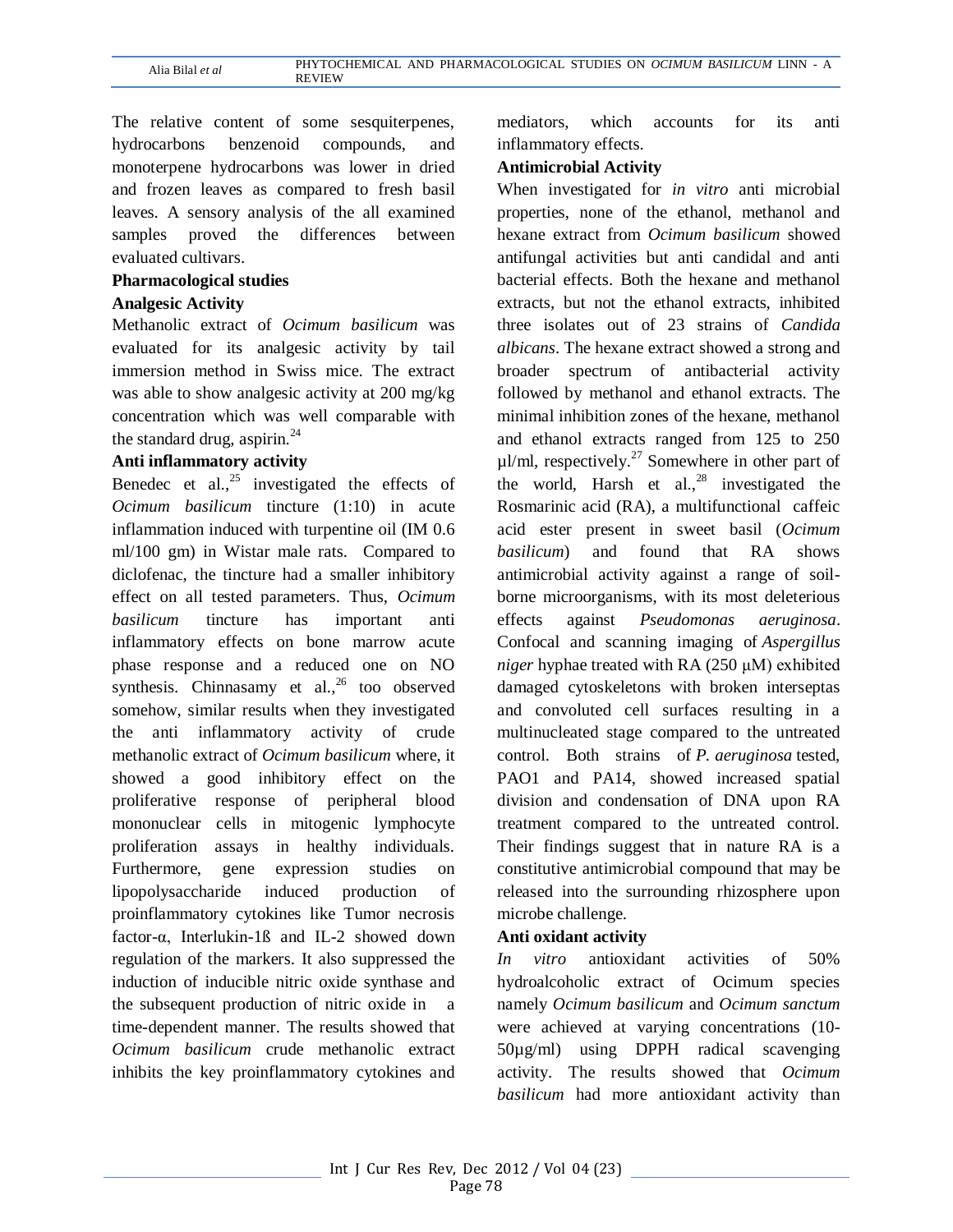The relative content of some sesquiterpenes, hydrocarbons benzenoid compounds, and monoterpene hydrocarbons was lower in dried and frozen leaves as compared to fresh basil leaves. A sensory analysis of the all examined samples proved the differences between evaluated cultivars.

**Pharmacological studies**

**Analgesic Activity**

Methanolic extract of *Ocimum basilicum* was evaluated for its analgesic activity by tail immersion method in Swiss mice. The extract was able to show analgesic activity at 200 mg/kg concentration which was well comparable with the standard drug, aspirin.[24]

**Anti inflammatory activity**

Benedec et al.,[25] investigated the effects of *Ocimum basilicum* tincture (1:10) in acute inflammation induced with turpentine oil (IM 0.6 ml/100 gm) in Wistar male rats. Compared to diclofenac, the tincture had a smaller inhibitory effect on all tested parameters. Thus, *Ocimum basilicum* tincture has important anti inflammatory effects on bone marrow acute phase response and a reduced one on NO synthesis. Chinnasamy et al.,[26] too observed somehow, similar results when they investigated the anti inflammatory activity of crude methanolic extract of *Ocimum basilicum* where, it showed a good inhibitory effect on the proliferative response of peripheral blood mononuclear cells in mitogenic lymphocyte proliferation assays in healthy individuals. Furthermore, gene expression studies on lipopolysaccharide induced production of proinflammatory cytokines like Tumor necrosis factor-α, Interlukin-1ß and IL-2 showed down regulation of the markers. It also suppressed the induction of inducible nitric oxide synthase and the subsequent production of nitric oxide in a time-dependent manner. The results showed that *Ocimum basilicum* crude methanolic extract inhibits the key proinflammatory cytokines and mediators, which accounts for its anti inflammatory effects.

**Antimicrobial Activity**

When investigated for *in vitro* anti microbial properties, none of the ethanol, methanol and hexane extract from *Ocimum basilicum* showed antifungal activities but anti candidal and anti bacterial effects. Both the hexane and methanol extracts, but not the ethanol extracts, inhibited three isolates out of 23 strains of *Candida albicans*. The hexane extract showed a strong and broader spectrum of antibacterial activity followed by methanol and ethanol extracts. The minimal inhibition zones of the hexane, methanol and ethanol extracts ranged from 125 to 250 µl/ml, respectively.[27] Somewhere in other part of the world, Harsh et al.,[28] investigated the Rosmarinic acid (RA), a multifunctional caffeic acid ester present in sweet basil (*Ocimum basilicum*) and found that RA shows antimicrobial activity against a range of soil-borne microorganisms, with its most deleterious effects against *Pseudomonas aeruginosa*. Confocal and scanning imaging of *Aspergillus niger* hyphae treated with RA (250 μM) exhibited damaged cytoskeletons with broken interseptas and convoluted cell surfaces resulting in a multinucleated stage compared to the untreated control. Both strains of *P. aeruginosa* tested, PAO1 and PA14, showed increased spatial division and condensation of DNA upon RA treatment compared to the untreated control. Their findings suggest that in nature RA is a constitutive antimicrobial compound that may be released into the surrounding rhizosphere upon microbe challenge.

**Anti oxidant activity**

*In vitro* antioxidant activities of 50% hydroalcoholic extract of Ocimum species namely *Ocimum basilicum* and *Ocimum sanctum* were achieved at varying concentrations (10-50µg/ml) using DPPH radical scavenging activity. The results showed that *Ocimum basilicum* had more antioxidant activity than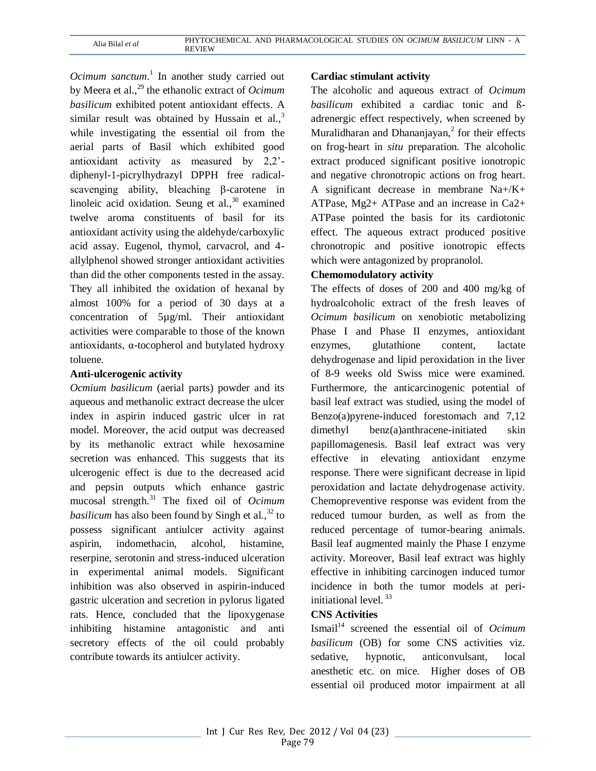*Ocimum sanctum*.[1] In another study carried out by Meera et al.,[29] the ethanolic extract of *Ocimum basilicum* exhibited potent antioxidant effects. A similar result was obtained by Hussain et al.,[3] while investigating the essential oil from the aerial parts of Basil which exhibited good antioxidant activity as measured by 2,2'-diphenyl-1-picrylhydrazyl DPPH free radical-scavenging ability, bleaching β-carotene in linoleic acid oxidation. Seung et al.,[30] examined twelve aroma constituents of basil for its antioxidant activity using the aldehyde/carboxylic acid assay. Eugenol, thymol, carvacrol, and 4-allylphenol showed stronger antioxidant activities than did the other components tested in the assay. They all inhibited the oxidation of hexanal by almost 100% for a period of 30 days at a concentration of 5µg/ml. Their antioxidant activities were comparable to those of the known antioxidants, α-tocopherol and butylated hydroxy toluene.

**Anti-ulcerogenic activity**

*Ocmium basilicum* (aerial parts) powder and its aqueous and methanolic extract decrease the ulcer index in aspirin induced gastric ulcer in rat model. Moreover, the acid output was decreased by its methanolic extract while hexosamine secretion was enhanced. This suggests that its ulcerogenic effect is due to the decreased acid and pepsin outputs which enhance gastric mucosal strength.[31] The fixed oil of *Ocimum basilicum* has also been found by Singh et al.,[32] to possess significant antiulcer activity against aspirin, indomethacin, alcohol, histamine, reserpine, serotonin and stress-induced ulceration in experimental animal models. Significant inhibition was also observed in aspirin-induced gastric ulceration and secretion in pylorus ligated rats. Hence, concluded that the lipoxygenase inhibiting histamine antagonistic and anti secretory effects of the oil could probably contribute towards its antiulcer activity.

**Cardiac stimulant activity**

The alcoholic and aqueous extract of *Ocimum basilicum* exhibited a cardiac tonic and ß-adrenergic effect respectively, when screened by Muralidharan and Dhananjayan,[2] for their effects on frog-heart in *situ* preparation. The alcoholic extract produced significant positive ionotropic and negative chronotropic actions on frog heart. A significant decrease in membrane $Na^+/K^+$ ATPase, $Mg^{2+}$ ATPase and an increase in $Ca^{2+}$ ATPase pointed the basis for its cardiotonic effect. The aqueous extract produced positive chronotropic and positive ionotropic effects which were antagonized by propranolol.

**Chemomodulatory activity**

The effects of doses of 200 and 400 mg/kg of hydroalcoholic extract of the fresh leaves of *Ocimum basilicum* on xenobiotic metabolizing Phase I and Phase II enzymes, antioxidant enzymes, glutathione content, lactate dehydrogenase and lipid peroxidation in the liver of 8-9 weeks old Swiss mice were examined. Furthermore, the anticarcinogenic potential of basil leaf extract was studied, using the model of Benzo(a)pyrene-induced forestomach and 7,12 dimethyl benz(a)anthracene-initiated skin papillomagenesis. Basil leaf extract was very effective in elevating antioxidant enzyme response. There were significant decrease in lipid peroxidation and lactate dehydrogenase activity. Chemopreventive response was evident from the reduced tumour burden, as well as from the reduced percentage of tumor-bearing animals. Basil leaf augmented mainly the Phase I enzyme activity. Moreover, Basil leaf extract was highly effective in inhibiting carcinogen induced tumor incidence in both the tumor models at peri-initiational level.[33]

**CNS Activities**

Ismail[14] screened the essential oil of *Ocimum basilicum* (OB) for some CNS activities viz. sedative, hypnotic, anticonvulsant, local anesthetic etc. on mice. Higher doses of OB essential oil produced motor impairment at all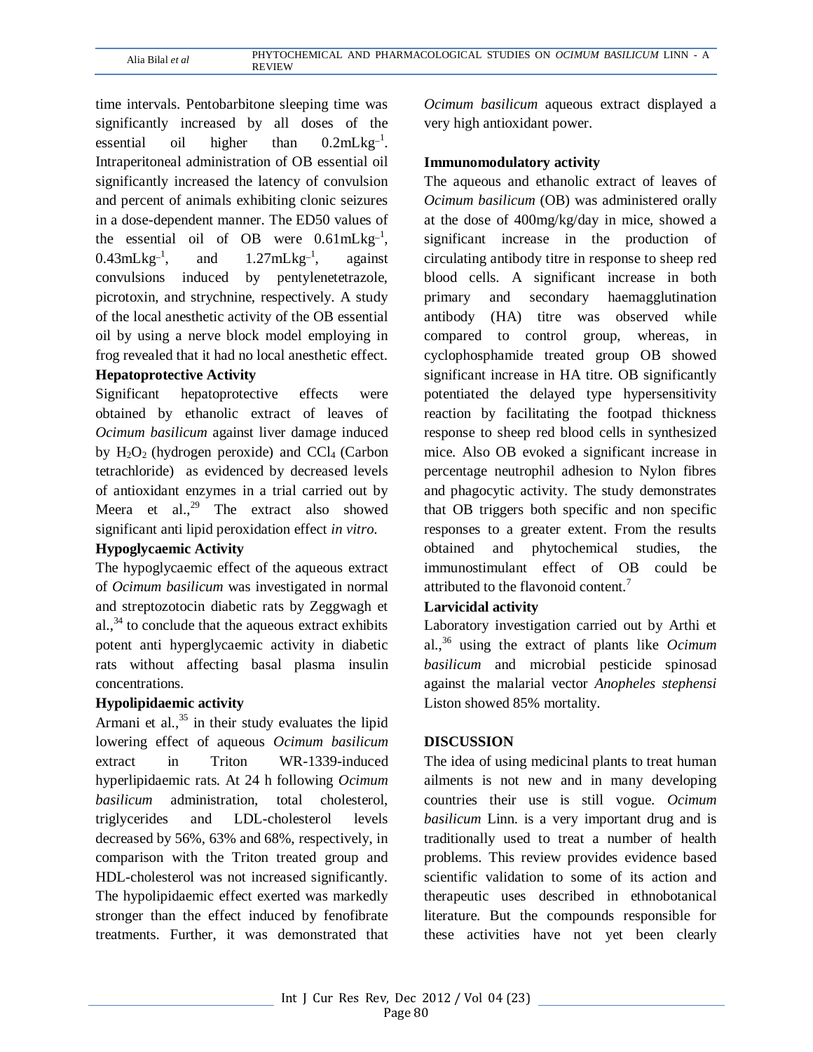time intervals. Pentobarbitone sleeping time was significantly increased by all doses of the essential oil higher than $0.2 mLkg^{-1}$. Intraperitoneal administration of OB essential oil significantly increased the latency of convulsion and percent of animals exhibiting clonic seizures in a dose-dependent manner. The ED50 values of the essential oil of OB were $0.61 mLkg^{-1}$, $0.43 mLkg^{-1}$, and $1.27 mLkg^{-1}$, against convulsions induced by pentylenetetrazole, picrotoxin, and strychnine, respectively. A study of the local anesthetic activity of the OB essential oil by using a nerve block model employing in frog revealed that it had no local anesthetic effect.

### Hepatoprotective Activity

Significant hepatoprotective effects were obtained by ethanolic extract of leaves of *Ocimum basilicum* against liver damage induced by $H_2O_2$ (hydrogen peroxide) and $CCl_4$ (Carbon tetrachloride) as evidenced by decreased levels of antioxidant enzymes in a trial carried out by Meera et al.,[29] The extract also showed significant anti lipid peroxidation effect *in vitro*.

### Hypoglycaemic Activity

The hypoglycaemic effect of the aqueous extract of *Ocimum basilicum* was investigated in normal and streptozotocin diabetic rats by Zeggwagh et al.,[34] to conclude that the aqueous extract exhibits potent anti hyperglycaemic activity in diabetic rats without affecting basal plasma insulin concentrations.

### Hypolipidaemic activity

Armani et al.,[35] in their study evaluates the lipid lowering effect of aqueous *Ocimum basilicum* extract in Triton WR-1339-induced hyperlipidaemic rats. At 24 h following *Ocimum basilicum* administration, total cholesterol, triglycerides and LDL-cholesterol levels decreased by 56%, 63% and 68%, respectively, in comparison with the Triton treated group and HDL-cholesterol was not increased significantly. The hypolipidaemic effect exerted was markedly stronger than the effect induced by fenofibrate treatments. Further, it was demonstrated that *Ocimum basilicum* aqueous extract displayed a very high antioxidant power.

### Immunomodulatory activity

The aqueous and ethanolic extract of leaves of *Ocimum basilicum* (OB) was administered orally at the dose of 400mg/kg/day in mice, showed a significant increase in the production of circulating antibody titre in response to sheep red blood cells. A significant increase in both primary and secondary haemagglutination antibody (HA) titre was observed while compared to control group, whereas, in cyclophosphamide treated group OB showed significant increase in HA titre. OB significantly potentiated the delayed type hypersensitivity reaction by facilitating the footpad thickness response to sheep red blood cells in synthesized mice. Also OB evoked a significant increase in percentage neutrophil adhesion to Nylon fibres and phagocytic activity. The study demonstrates that OB triggers both specific and non specific responses to a greater extent. From the results obtained and phytochemical studies, the immunostimulant effect of OB could be attributed to the flavonoid content.[7]

### Larvicidal activity

Laboratory investigation carried out by Arthi et al.,[36] using the extract of plants like *Ocimum basilicum* and microbial pesticide spinosad against the malarial vector *Anopheles stephensi* Liston showed 85% mortality.

## DISCUSSION

The idea of using medicinal plants to treat human ailments is not new and in many developing countries their use is still vogue. *Ocimum basilicum* Linn. is a very important drug and is traditionally used to treat a number of health problems. This review provides evidence based scientific validation to some of its action and therapeutic uses described in ethnobotanical literature. But the compounds responsible for these activities have not yet been clearly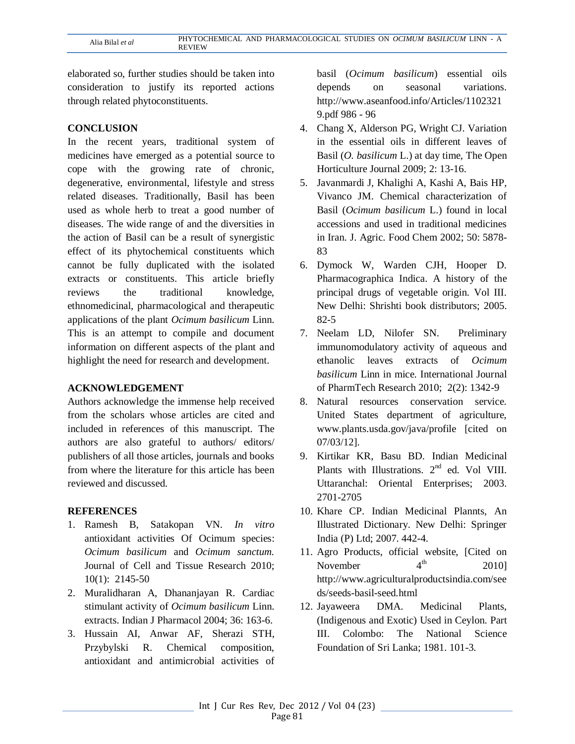elaborated so, further studies should be taken into consideration to justify its reported actions through related phytoconstituents.

## CONCLUSION

In the recent years, traditional system of medicines have emerged as a potential source to cope with the growing rate of chronic, degenerative, environmental, lifestyle and stress related diseases. Traditionally, Basil has been used as whole herb to treat a good number of diseases. The wide range of and the diversities in the action of Basil can be a result of synergistic effect of its phytochemical constituents which cannot be fully duplicated with the isolated extracts or constituents. This article briefly reviews the traditional knowledge, ethnomedicinal, pharmacological and therapeutic applications of the plant *Ocimum basilicum* Linn. This is an attempt to compile and document information on different aspects of the plant and highlight the need for research and development.

## ACKNOWLEDGEMENT

Authors acknowledge the immense help received from the scholars whose articles are cited and included in references of this manuscript. The authors are also grateful to authors/ editors/ publishers of all those articles, journals and books from where the literature for this article has been reviewed and discussed.

## REFERENCES

1. Ramesh B, Satakopan VN. *In vitro* antioxidant activities Of Ocimum species: *Ocimum basilicum* and *Ocimum sanctum.* Journal of Cell and Tissue Research 2010; 10(1): 2145-50
2. Muralidharan A, Dhananjayan R. Cardiac stimulant activity of *Ocimum basilicum* Linn. extracts. Indian J Pharmacol 2004; 36: 163-6.
3. Hussain AI, Anwar AF, Sherazi STH, Przybylski R. Chemical composition, antioxidant and antimicrobial activities of basil (*Ocimum basilicum*) essential oils depends on seasonal variations. http://www.aseanfood.info/Articles/11023219.pdf 986 - 96
4. Chang X, Alderson PG, Wright CJ. Variation in the essential oils in different leaves of Basil (*O. basilicum* L.) at day time, The Open Horticulture Journal 2009; 2: 13-16.
5. Javanmardi J, Khalighi A, Kashi A, Bais HP, Vivanco JM. Chemical characterization of Basil (*Ocimum basilicum* L.) found in local accessions and used in traditional medicines in Iran. J. Agric. Food Chem 2002; 50: 5878-83
6. Dymock W, Warden CJH, Hooper D. Pharmacographica Indica. A history of the principal drugs of vegetable origin. Vol III. New Delhi: Shrishti book distributors; 2005. 82-5
7. Neelam LD, Nilofer SN. Preliminary immunomodulatory activity of aqueous and ethanolic leaves extracts of *Ocimum basilicum* Linn in mice. International Journal of PharmTech Research 2010; 2(2): 1342-9
8. Natural resources conservation service. United States department of agriculture, www.plants.usda.gov/java/profile [cited on 07/03/12].
9. Kirtikar KR, Basu BD. Indian Medicinal Plants with Illustrations. 2nd ed. Vol VIII. Uttaranchal: Oriental Enterprises; 2003. 2701-2705
10. Khare CP. Indian Medicinal Plannts, An Illustrated Dictionary. New Delhi: Springer India (P) Ltd; 2007. 442-4.
11. Agro Products, official website, [Cited on November 4th 2010] http://www.agriculturalproductsindia.com/seeds/seeds-basil-seed.html
12. Jayaweera DMA. Medicinal Plants, (Indigenous and Exotic) Used in Ceylon. Part III. Colombo: The National Science Foundation of Sri Lanka; 1981. 101-3.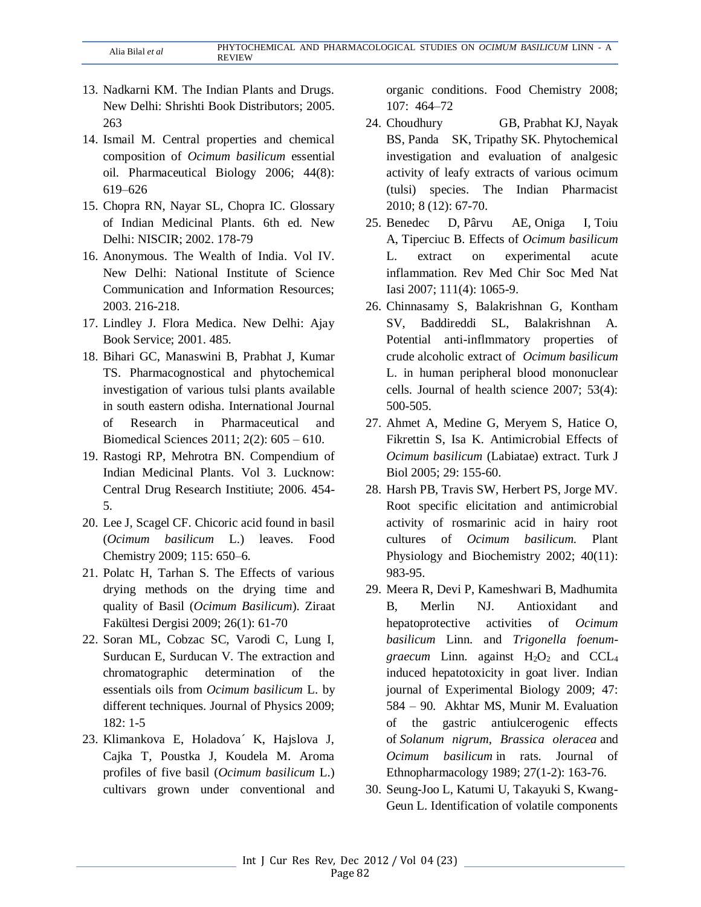13. Nadkarni KM. The Indian Plants and Drugs. New Delhi: Shrishti Book Distributors; 2005. 263
14. Ismail M. Central properties and chemical composition of *Ocimum basilicum* essential oil. Pharmaceutical Biology 2006; 44(8): 619–626
15. Chopra RN, Nayar SL, Chopra IC. Glossary of Indian Medicinal Plants. 6th ed. New Delhi: NISCIR; 2002. 178-79
16. Anonymous. The Wealth of India. Vol IV. New Delhi: National Institute of Science Communication and Information Resources; 2003. 216-218.
17. Lindley J. Flora Medica. New Delhi: Ajay Book Service; 2001. 485.
18. Bihari GC, Manaswini B, Prabhat J, Kumar TS. Pharmacognostical and phytochemical investigation of various tulsi plants available in south eastern odisha. International Journal of Research in Pharmaceutical and Biomedical Sciences 2011; 2(2): 605 – 610.
19. Rastogi RP, Mehrotra BN. Compendium of Indian Medicinal Plants. Vol 3. Lucknow: Central Drug Research Instittiute; 2006. 454-5.
20. Lee J, Scagel CF. Chicoric acid found in basil (*Ocimum basilicum* L.) leaves. Food Chemistry 2009; 115: 650–6.
21. Polatc H, Tarhan S. The Effects of various drying methods on the drying time and quality of Basil (*Ocimum Basilicum*). Ziraat Fakültesi Dergisi 2009; 26(1): 61-70
22. Soran ML, Cobzac SC, Varodi C, Lung I, Surducan E, Surducan V. The extraction and chromatographic determination of the essentials oils from *Ocimum basilicum* L. by different techniques. Journal of Physics 2009; 182: 1-5
23. Klimankova E, Holadova´ K, Hajslova J, Cajka T, Poustka J, Koudela M. Aroma profiles of five basil (*Ocimum basilicum* L.) cultivars grown under conventional and organic conditions. Food Chemistry 2008; 107: 464–72
24. Choudhury GB, Prabhat KJ, Nayak BS, Panda SK, Tripathy SK. Phytochemical investigation and evaluation of analgesic activity of leafy extracts of various ocimum (tulsi) species. The Indian Pharmacist 2010; 8 (12): 67-70.
25. Benedec D, Pârvu AE, Oniga I, Toiu A, Tiperciuc B. Effects of *Ocimum basilicum* L. extract on experimental acute inflammation. Rev Med Chir Soc Med Nat Iasi 2007; 111(4): 1065-9.
26. Chinnasamy S, Balakrishnan G, Kontham SV, Baddireddi SL, Balakrishnan A. Potential anti-inflmmatory properties of crude alcoholic extract of *Ocimum basilicum* L. in human peripheral blood mononuclear cells. Journal of health science 2007; 53(4): 500-505.
27. Ahmet A, Medine G, Meryem S, Hatice O, Fikrettin S, Isa K. Antimicrobial Effects of *Ocimum basilicum* (Labiatae) extract. Turk J Biol 2005; 29: 155-60.
28. Harsh PB, Travis SW, Herbert PS, Jorge MV. Root specific elicitation and antimicrobial activity of rosmarinic acid in hairy root cultures of *Ocimum basilicum.* Plant Physiology and Biochemistry 2002; 40(11): 983-95.
29. Meera R, Devi P, Kameshwari B, Madhumita B, Merlin NJ. Antioxidant and hepatoprotective activities of *Ocimum basilicum* Linn. and *Trigonella foenum-graecum* Linn. against $H_2O_2$ and $CCL_4$ induced hepatotoxicity in goat liver. Indian journal of Experimental Biology 2009; 47: 584 – 90. Akhtar MS, Munir M. Evaluation of the gastric antiulcerogenic effects of *Solanum nigrum, Brassica oleracea* and *Ocimum basilicum* in rats. Journal of Ethnopharmacology 1989; 27(1-2): 163-76.
30. Seung-Joo L, Katumi U, Takayuki S, Kwang-Geun L. Identification of volatile components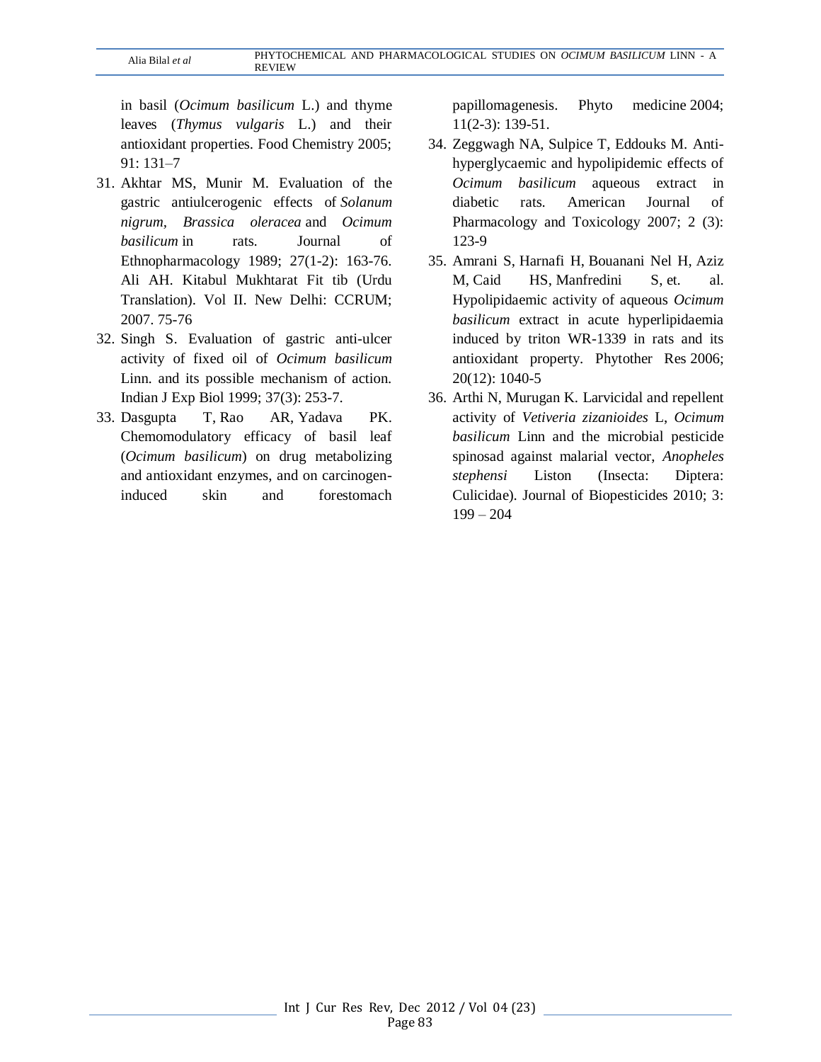in basil (*Ocimum basilicum* L.) and thyme leaves (*Thymus vulgaris* L.) and their antioxidant properties. Food Chemistry 2005; 91: 131–7

31. Akhtar MS, Munir M. Evaluation of the gastric antiulcerogenic effects of *Solanum nigrum*, *Brassica oleracea* and *Ocimum basilicum* in rats. Journal of Ethnopharmacology 1989; 27(1-2): 163-76. Ali AH. Kitabul Mukhtarat Fit tib (Urdu Translation). Vol II. New Delhi: CCRUM; 2007. 75-76
32. Singh S. Evaluation of gastric anti-ulcer activity of fixed oil of *Ocimum basilicum* Linn. and its possible mechanism of action. Indian J Exp Biol 1999; 37(3): 253-7.
33. Dasgupta T, Rao AR, Yadava PK. Chemomodulatory efficacy of basil leaf (*Ocimum basilicum*) on drug metabolizing and antioxidant enzymes, and on carcinogen-induced skin and forestomach papillomagenesis. Phyto medicine 2004; 11(2-3): 139-51.
34. Zeggwagh NA, Sulpice T, Eddouks M. Anti-hyperglycaemic and hypolipidemic effects of *Ocimum basilicum* aqueous extract in diabetic rats. American Journal of Pharmacology and Toxicology 2007; 2 (3): 123-9
35. Amrani S, Harnafi H, Bouanani Nel H, Aziz M, Caid HS, Manfredini S, et. al. Hypolipidaemic activity of aqueous *Ocimum basilicum* extract in acute hyperlipidaemia induced by triton WR-1339 in rats and its antioxidant property. Phytother Res 2006; 20(12): 1040-5
36. Arthi N, Murugan K. Larvicidal and repellent activity of *Vetiveria zizanioides* L, *Ocimum basilicum* Linn and the microbial pesticide spinosad against malarial vector, *Anopheles stephensi* Liston (Insecta: Diptera: Culicidae). Journal of Biopesticides 2010; 3: 199 – 204